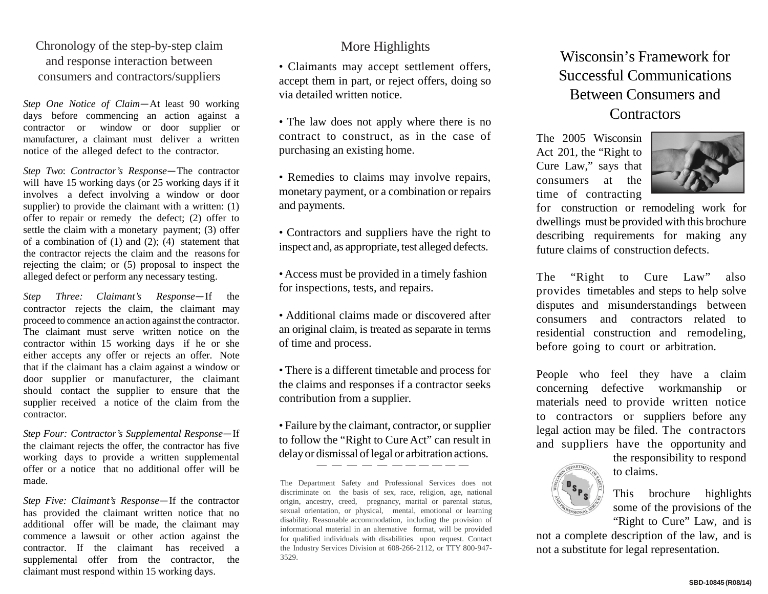## Chronology of the step-by-step claim and response interaction between consumers and contractors/suppliers

*Step One Notice of Claim*—At least 90 working days before commencing an action against a contractor or window or door supplier or manufacturer, a claimant must deliver a written notice of the alleged defect to the contractor.

*Step Two*: *Contractor's Response*—The contractor will have 15 working days (or 25 working days if it involves a defect involving a window or door supplier) to provide the claimant with a written: (1) offer to repair or remedy the defect; (2) offer to settle the claim with a monetary payment; (3) offer of a combination of (1) and (2); (4) statement that the contractor rejects the claim and the reasons for rejecting the claim; or (5) proposal to inspect the alleged defect or perform any necessary testing.

*Step Three: Claimant's Response*—If the contractor rejects the claim, the claimant may proceed to commence an action against the contractor. The claimant must serve written notice on the contractor within 15 working days if he or she either accepts any offer or rejects an offer. Note that if the claimant has a claim against a window or door supplier or manufacturer, the claimant should contact the supplier to ensure that the supplier received a notice of the claim from the contractor.

*Step Four: Contractor's Supplemental Response*—If the claimant rejects the offer, the contractor has five working days to provide a written supplemental offer or a notice that no additional offer will be made.

*Step Five: Claimant's Response*—If the contractor has provided the claimant written notice that no additional offer will be made, the claimant may commence a lawsuit or other action against the contractor. If the claimant has received a supplemental offer from the contractor, the claimant must respond within 15 working days.

## More Highlights

- Claimants may accept settlement offers, accept them in part, or reject offers, doing so via detailed written notice.
- The law does not apply where there is no contract to construct, as in the case of purchasing an existing home.
- Remedies to claims may involve repairs, monetary payment, or a combination or repairs and payments.
- Contractors and suppliers have the right to inspect and, as appropriate, test alleged defects.
- Access must be provided in a timely fashion for inspections, tests, and repairs.
- Additional claims made or discovered after an original claim, is treated as separate in terms of time and process.
- There is a different timetable and process for the claims and responses if a contractor seeks contribution from a supplier.
- Failure by the claimant, contractor, or supplier to follow the "Right to Cure Act" can result in delay or dismissal of legal or arbitration actions.

The Department Safety and Professional Services does not discriminate on the basis of sex, race, religion, age, national origin, ancestry, creed, pregnancy, marital or parental status, sexual orientation, or physical, mental, emotional or learning disability. Reasonable accommodation, including the provision of informational material in an alternative format, will be provided for qualified individuals with disabilities upon request. Contact the Industry Services Division at 608-266-2112, or TTY 800-947-3529.

# Wisconsin's Framework for Successful Communications Between Consumers and Contractors

The 2005 Wisconsin Act 201, the "Right to Cure Law," says that consumers at the time of contracting for construction or remodeling work for dwellings must be provided with this brochure describing requirements for making any future claims of construction defects.

The "Right to Cure Law" also provides timetables and steps to help solve disputes and misunderstandings between consumers and contractors related to residential construction and remodeling, before going to court or arbitration.

People who feel they have a claim concerning defective workmanship or materials need to provide written notice to contractors or suppliers before any legal action may be filed. The contractors and suppliers have the opportunity and the responsibility to respond to claims.

This brochure highlights some of the provisions of the "Right to Cure" Law, and is not a complete description of the law, and is not a substitute for legal representation.

SBD-10845 (R08/14)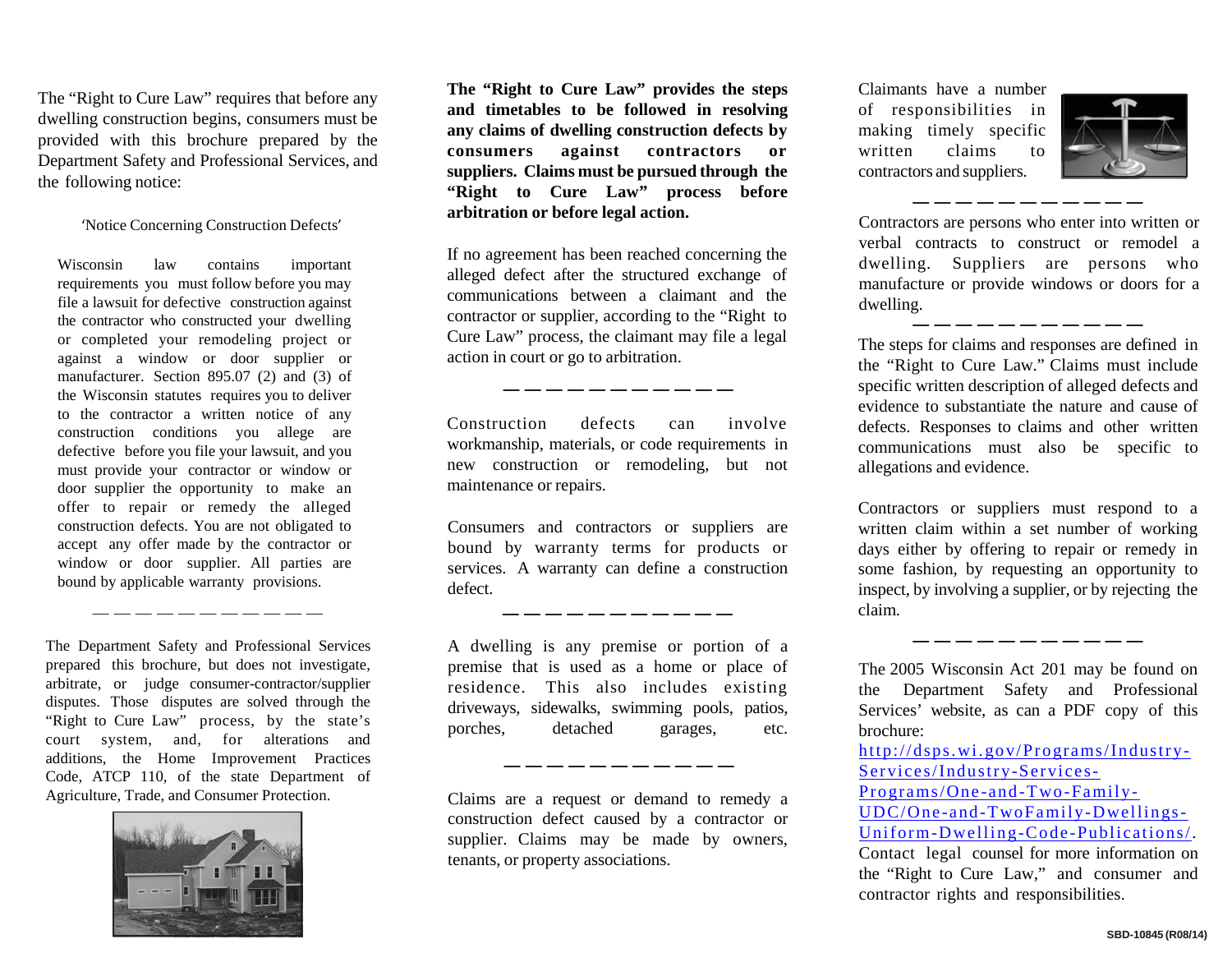The "Right to Cure Law" requires that before any dwelling construction begins, consumers must be provided with this brochure prepared by the Department Safety and Professional Services, and the following notice:

'Notice Concerning Construction Defects'

Wisconsin law contains important requirements you must follow before you may file a lawsuit for defective construction against the contractor who constructed your dwelling or completed your remodeling project or against a window or door supplier or manufacturer. Section 895.07 (2) and (3) of the Wisconsin statutes requires you to deliver to the contractor a written notice of any construction conditions you allege are defective before you file your lawsuit, and you must provide your contractor or window or door supplier the opportunity to make an offer to repair or remedy the alleged construction defects. You are not obligated to accept any offer made by the contractor or window or door supplier. All parties are bound by applicable warranty provisions.

— — — — — — — — — — — —

The Department Safety and Professional Services prepared this brochure, but does not investigate, arbitrate, or judge consumer-contractor/supplier disputes. Those disputes are solved through the "Right to Cure Law" process, by the state's court system, and, for alterations and additions, the Home Improvement Practices Code, ATCP 110, of the state Department of Agriculture, Trade, and Consumer Protection.

**The "Right to Cure Law" provides the steps and timetables to be followed in resolving any claims of dwelling construction defects by consumers against contractors or suppliers. Claims must be pursued through the "Right to Cure Law" process before arbitration or before legal action.**

If no agreement has been reached concerning the alleged defect after the structured exchange of communications between a claimant and the contractor or supplier, according to the "Right to Cure Law" process, the claimant may file a legal action in court or go to arbitration.

— — — — — — — — — — — —

Construction defects can involve workmanship, materials, or code requirements in new construction or remodeling, but not maintenance or repairs.

Consumers and contractors or suppliers are bound by warranty terms for products or services. A warranty can define a construction defect.

— — — — — — — — — — — —

A dwelling is any premise or portion of a premise that is used as a home or place of residence. This also includes existing driveways, sidewalks, swimming pools, patios, porches, detached garages, etc.

— — — — — — — — — — — —

Claims are a request or demand to remedy a construction defect caused by a contractor or supplier. Claims may be made by owners, tenants, or property associations.

Claimants have a number of responsibilities in making timely specific written claims to contractors and suppliers.

— — — — — — — — — — — —

Contractors are persons who enter into written or verbal contracts to construct or remodel a dwelling. Suppliers are persons who manufacture or provide windows or doors for a dwelling.

— — — — — — — — — — — —

The steps for claims and responses are defined in the "Right to Cure Law." Claims must include specific written description of alleged defects and evidence to substantiate the nature and cause of defects. Responses to claims and other written communications must also be specific to allegations and evidence.

Contractors or suppliers must respond to a written claim within a set number of working days either by offering to repair or remedy in some fashion, by requesting an opportunity to inspect, by involving a supplier, or by rejecting the claim.

— — — — — — — — — — — —

The 2005 Wisconsin Act 201 may be found on the Department Safety and Professional Services' website, as can a PDF copy of this brochure: http://dsps.wi.gov/Programs/Industry-Services/Industry-Services-Programs/One-and-Two-Family-UDC/One-and-TwoFamily-Dwellings-Uniform-Dwelling-Code-Publications/. Contact legal counsel for more information on the "Right to Cure Law," and consumer and contractor rights and responsibilities.

SBD-10845 (R08/14)